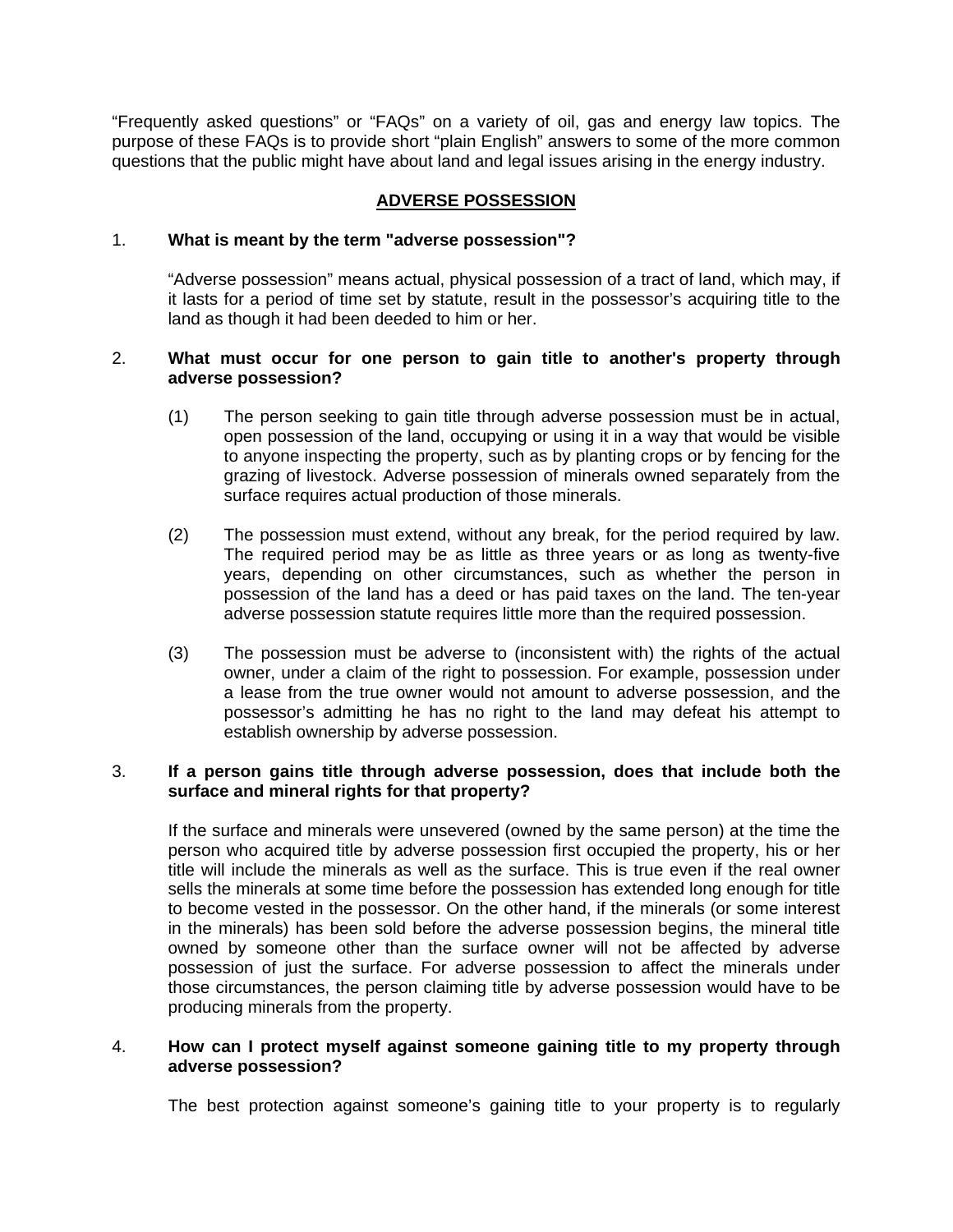"Frequently asked questions" or "FAQs" on a variety of oil, gas and energy law topics. The purpose of these FAQs is to provide short "plain English" answers to some of the more common questions that the public might have about land and legal issues arising in the energy industry.

## ADVERSE POSSESSION

1. **What is meant by the term "adverse possession"?**

   "Adverse possession" means actual, physical possession of a tract of land, which may, if it lasts for a period of time set by statute, result in the possessor's acquiring title to the land as though it had been deeded to him or her.

2. **What must occur for one person to gain title to another's property through adverse possession?**

   (1) The person seeking to gain title through adverse possession must be in actual, open possession of the land, occupying or using it in a way that would be visible to anyone inspecting the property, such as by planting crops or by fencing for the grazing of livestock. Adverse possession of minerals owned separately from the surface requires actual production of those minerals.

   (2) The possession must extend, without any break, for the period required by law. The required period may be as little as three years or as long as twenty-five years, depending on other circumstances, such as whether the person in possession of the land has a deed or has paid taxes on the land. The ten-year adverse possession statute requires little more than the required possession.

   (3) The possession must be adverse to (inconsistent with) the rights of the actual owner, under a claim of the right to possession. For example, possession under a lease from the true owner would not amount to adverse possession, and the possessor's admitting he has no right to the land may defeat his attempt to establish ownership by adverse possession.

3. **If a person gains title through adverse possession, does that include both the surface and mineral rights for that property?**

   If the surface and minerals were unsevered (owned by the same person) at the time the person who acquired title by adverse possession first occupied the property, his or her title will include the minerals as well as the surface. This is true even if the real owner sells the minerals at some time before the possession has extended long enough for title to become vested in the possessor. On the other hand, if the minerals (or some interest in the minerals) has been sold before the adverse possession begins, the mineral title owned by someone other than the surface owner will not be affected by adverse possession of just the surface. For adverse possession to affect the minerals under those circumstances, the person claiming title by adverse possession would have to be producing minerals from the property.

4. **How can I protect myself against someone gaining title to my property through adverse possession?**

   The best protection against someone's gaining title to your property is to regularly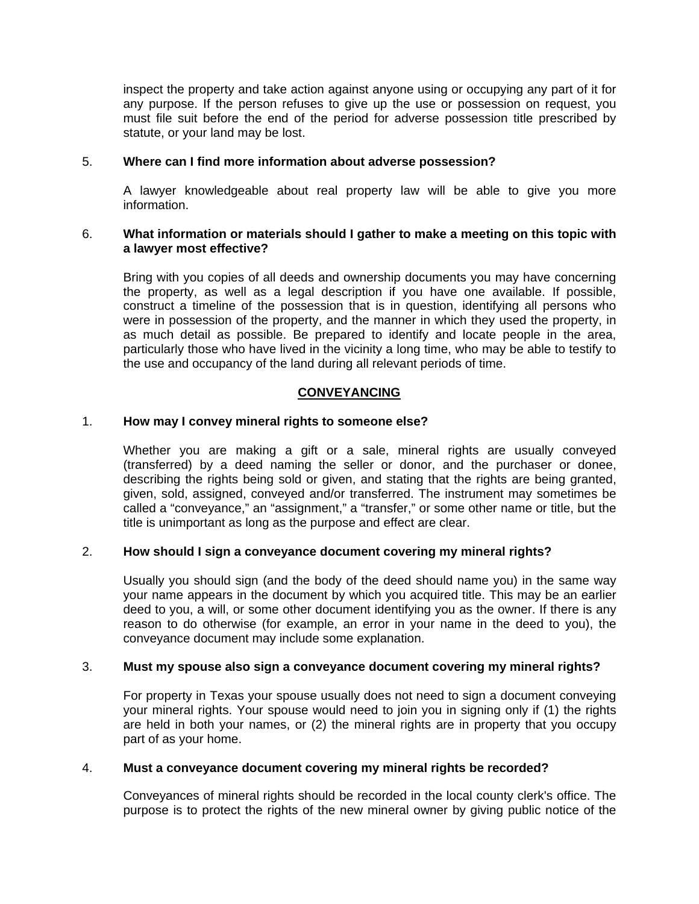inspect the property and take action against anyone using or occupying any part of it for any purpose. If the person refuses to give up the use or possession on request, you must file suit before the end of the period for adverse possession title prescribed by statute, or your land may be lost.

5. **Where can I find more information about adverse possession?**

   A lawyer knowledgeable about real property law will be able to give you more information.

6. **What information or materials should I gather to make a meeting on this topic with a lawyer most effective?**

   Bring with you copies of all deeds and ownership documents you may have concerning the property, as well as a legal description if you have one available. If possible, construct a timeline of the possession that is in question, identifying all persons who were in possession of the property, and the manner in which they used the property, in as much detail as possible. Be prepared to identify and locate people in the area, particularly those who have lived in the vicinity a long time, who may be able to testify to the use and occupancy of the land during all relevant periods of time.

## CONVEYANCING

1. **How may I convey mineral rights to someone else?**

   Whether you are making a gift or a sale, mineral rights are usually conveyed (transferred) by a deed naming the seller or donor, and the purchaser or donee, describing the rights being sold or given, and stating that the rights are being granted, given, sold, assigned, conveyed and/or transferred. The instrument may sometimes be called a "conveyance," an "assignment," a "transfer," or some other name or title, but the title is unimportant as long as the purpose and effect are clear.

2. **How should I sign a conveyance document covering my mineral rights?**

   Usually you should sign (and the body of the deed should name you) in the same way your name appears in the document by which you acquired title. This may be an earlier deed to you, a will, or some other document identifying you as the owner. If there is any reason to do otherwise (for example, an error in your name in the deed to you), the conveyance document may include some explanation.

3. **Must my spouse also sign a conveyance document covering my mineral rights?**

   For property in Texas your spouse usually does not need to sign a document conveying your mineral rights. Your spouse would need to join you in signing only if (1) the rights are held in both your names, or (2) the mineral rights are in property that you occupy part of as your home.

4. **Must a conveyance document covering my mineral rights be recorded?**

   Conveyances of mineral rights should be recorded in the local county clerk's office. The purpose is to protect the rights of the new mineral owner by giving public notice of the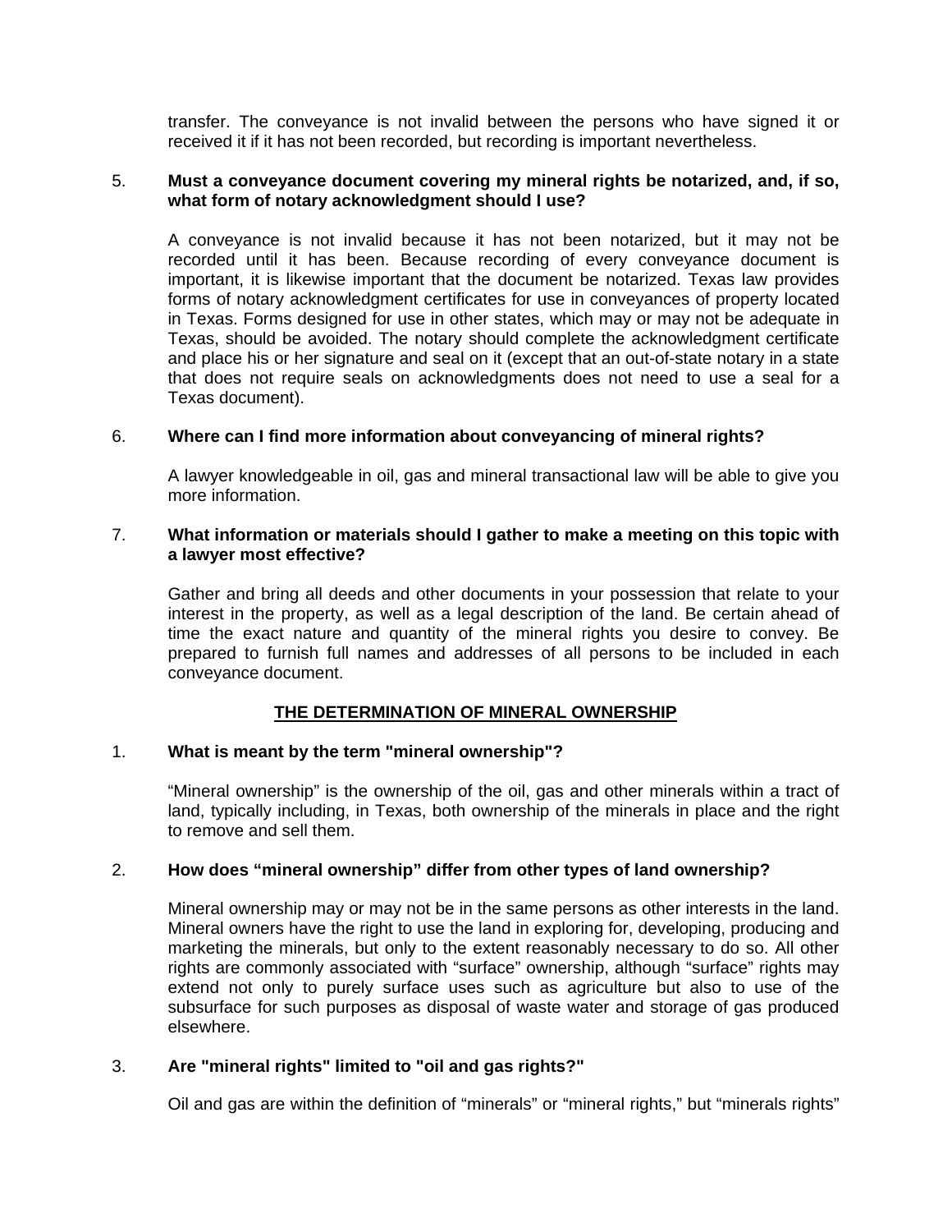transfer. The conveyance is not invalid between the persons who have signed it or received it if it has not been recorded, but recording is important nevertheless.

5. **Must a conveyance document covering my mineral rights be notarized, and, if so, what form of notary acknowledgment should I use?**

   A conveyance is not invalid because it has not been notarized, but it may not be recorded until it has been. Because recording of every conveyance document is important, it is likewise important that the document be notarized. Texas law provides forms of notary acknowledgment certificates for use in conveyances of property located in Texas. Forms designed for use in other states, which may or may not be adequate in Texas, should be avoided. The notary should complete the acknowledgment certificate and place his or her signature and seal on it (except that an out-of-state notary in a state that does not require seals on acknowledgments does not need to use a seal for a Texas document).

6. **Where can I find more information about conveyancing of mineral rights?**

   A lawyer knowledgeable in oil, gas and mineral transactional law will be able to give you more information.

7. **What information or materials should I gather to make a meeting on this topic with a lawyer most effective?**

   Gather and bring all deeds and other documents in your possession that relate to your interest in the property, as well as a legal description of the land. Be certain ahead of time the exact nature and quantity of the mineral rights you desire to convey. Be prepared to furnish full names and addresses of all persons to be included in each conveyance document.

## THE DETERMINATION OF MINERAL OWNERSHIP

1. **What is meant by the term "mineral ownership"?**

   “Mineral ownership” is the ownership of the oil, gas and other minerals within a tract of land, typically including, in Texas, both ownership of the minerals in place and the right to remove and sell them.

2. **How does “mineral ownership” differ from other types of land ownership?**

   Mineral ownership may or may not be in the same persons as other interests in the land. Mineral owners have the right to use the land in exploring for, developing, producing and marketing the minerals, but only to the extent reasonably necessary to do so. All other rights are commonly associated with “surface” ownership, although “surface” rights may extend not only to purely surface uses such as agriculture but also to use of the subsurface for such purposes as disposal of waste water and storage of gas produced elsewhere.

3. **Are "mineral rights" limited to "oil and gas rights?"**

   Oil and gas are within the definition of “minerals” or “mineral rights,” but “minerals rights”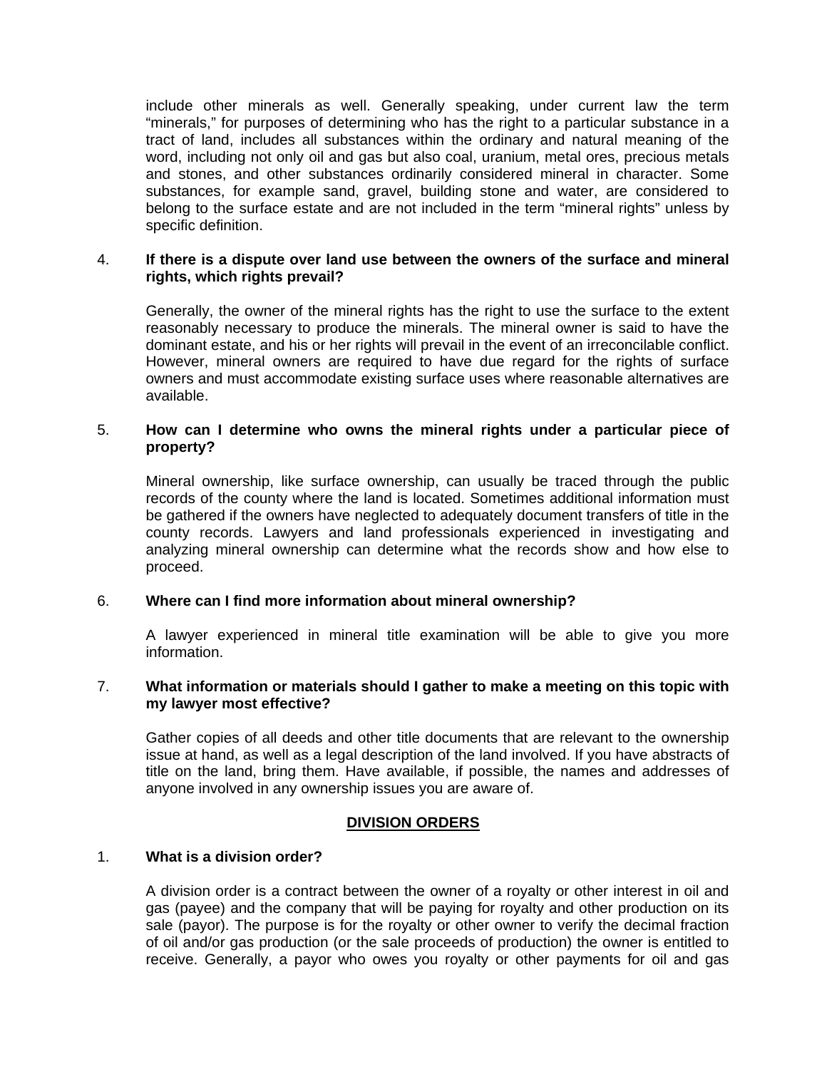include other minerals as well. Generally speaking, under current law the term "minerals," for purposes of determining who has the right to a particular substance in a tract of land, includes all substances within the ordinary and natural meaning of the word, including not only oil and gas but also coal, uranium, metal ores, precious metals and stones, and other substances ordinarily considered mineral in character. Some substances, for example sand, gravel, building stone and water, are considered to belong to the surface estate and are not included in the term "mineral rights" unless by specific definition.

4. **If there is a dispute over land use between the owners of the surface and mineral rights, which rights prevail?**

   Generally, the owner of the mineral rights has the right to use the surface to the extent reasonably necessary to produce the minerals. The mineral owner is said to have the dominant estate, and his or her rights will prevail in the event of an irreconcilable conflict. However, mineral owners are required to have due regard for the rights of surface owners and must accommodate existing surface uses where reasonable alternatives are available.

5. **How can I determine who owns the mineral rights under a particular piece of property?**

   Mineral ownership, like surface ownership, can usually be traced through the public records of the county where the land is located. Sometimes additional information must be gathered if the owners have neglected to adequately document transfers of title in the county records. Lawyers and land professionals experienced in investigating and analyzing mineral ownership can determine what the records show and how else to proceed.

6. **Where can I find more information about mineral ownership?**

   A lawyer experienced in mineral title examination will be able to give you more information.

7. **What information or materials should I gather to make a meeting on this topic with my lawyer most effective?**

   Gather copies of all deeds and other title documents that are relevant to the ownership issue at hand, as well as a legal description of the land involved. If you have abstracts of title on the land, bring them. Have available, if possible, the names and addresses of anyone involved in any ownership issues you are aware of.

## DIVISION ORDERS

1. **What is a division order?**

   A division order is a contract between the owner of a royalty or other interest in oil and gas (payee) and the company that will be paying for royalty and other production on its sale (payor). The purpose is for the royalty or other owner to verify the decimal fraction of oil and/or gas production (or the sale proceeds of production) the owner is entitled to receive. Generally, a payor who owes you royalty or other payments for oil and gas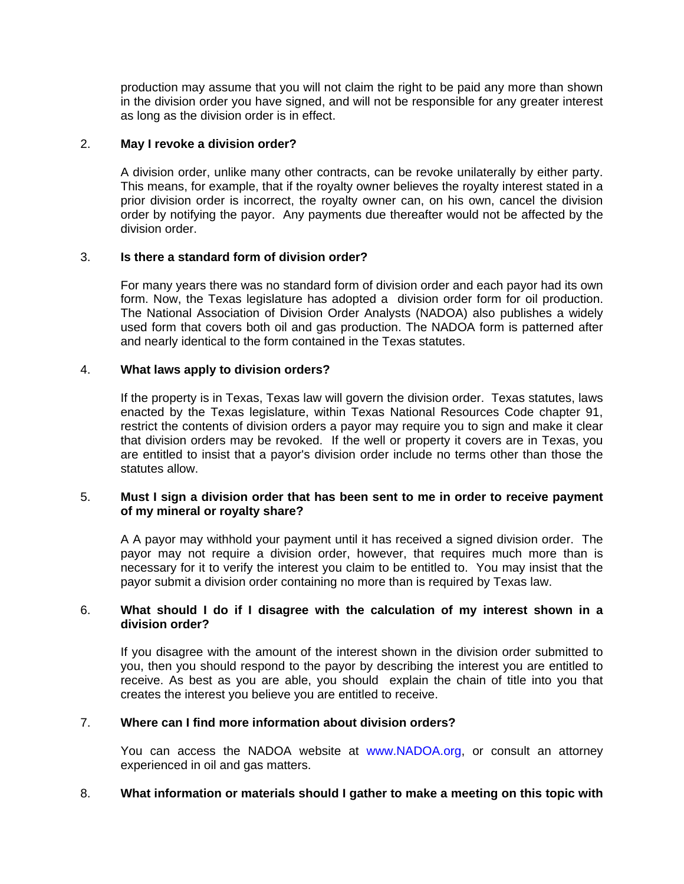production may assume that you will not claim the right to be paid any more than shown in the division order you have signed, and will not be responsible for any greater interest as long as the division order is in effect.

2. **May I revoke a division order?**

   A division order, unlike many other contracts, can be revoke unilaterally by either party. This means, for example, that if the royalty owner believes the royalty interest stated in a prior division order is incorrect, the royalty owner can, on his own, cancel the division order by notifying the payor. Any payments due thereafter would not be affected by the division order.

3. **Is there a standard form of division order?**

   For many years there was no standard form of division order and each payor had its own form. Now, the Texas legislature has adopted a division order form for oil production. The National Association of Division Order Analysts (NADOA) also publishes a widely used form that covers both oil and gas production. The NADOA form is patterned after and nearly identical to the form contained in the Texas statutes.

4. **What laws apply to division orders?**

   If the property is in Texas, Texas law will govern the division order. Texas statutes, laws enacted by the Texas legislature, within Texas National Resources Code chapter 91, restrict the contents of division orders a payor may require you to sign and make it clear that division orders may be revoked. If the well or property it covers are in Texas, you are entitled to insist that a payor's division order include no terms other than those the statutes allow.

5. **Must I sign a division order that has been sent to me in order to receive payment of my mineral or royalty share?**

   A A payor may withhold your payment until it has received a signed division order. The payor may not require a division order, however, that requires much more than is necessary for it to verify the interest you claim to be entitled to. You may insist that the payor submit a division order containing no more than is required by Texas law.

6. **What should I do if I disagree with the calculation of my interest shown in a division order?**

   If you disagree with the amount of the interest shown in the division order submitted to you, then you should respond to the payor by describing the interest you are entitled to receive. As best as you are able, you should explain the chain of title into you that creates the interest you believe you are entitled to receive.

7. **Where can I find more information about division orders?**

   You can access the NADOA website at www.NADOA.org, or consult an attorney experienced in oil and gas matters.

8. **What information or materials should I gather to make a meeting on this topic with**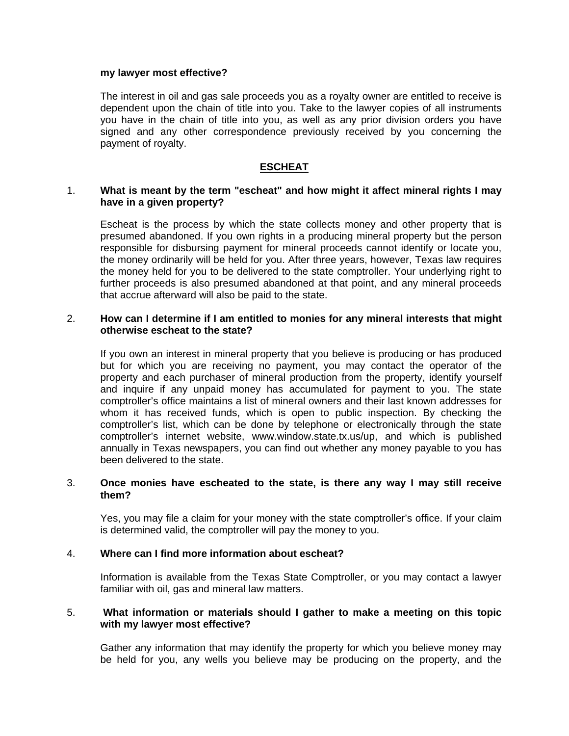**my lawyer most effective?**

The interest in oil and gas sale proceeds you as a royalty owner are entitled to receive is dependent upon the chain of title into you. Take to the lawyer copies of all instruments you have in the chain of title into you, as well as any prior division orders you have signed and any other correspondence previously received by you concerning the payment of royalty.

## ESCHEAT

1. **What is meant by the term "escheat" and how might it affect mineral rights I may have in a given property?**

   Escheat is the process by which the state collects money and other property that is presumed abandoned. If you own rights in a producing mineral property but the person responsible for disbursing payment for mineral proceeds cannot identify or locate you, the money ordinarily will be held for you. After three years, however, Texas law requires the money held for you to be delivered to the state comptroller. Your underlying right to further proceeds is also presumed abandoned at that point, and any mineral proceeds that accrue afterward will also be paid to the state.

2. **How can I determine if I am entitled to monies for any mineral interests that might otherwise escheat to the state?**

   If you own an interest in mineral property that you believe is producing or has produced but for which you are receiving no payment, you may contact the operator of the property and each purchaser of mineral production from the property, identify yourself and inquire if any unpaid money has accumulated for payment to you. The state comptroller's office maintains a list of mineral owners and their last known addresses for whom it has received funds, which is open to public inspection. By checking the comptroller's list, which can be done by telephone or electronically through the state comptroller's internet website, www.window.state.tx.us/up, and which is published annually in Texas newspapers, you can find out whether any money payable to you has been delivered to the state.

3. **Once monies have escheated to the state, is there any way I may still receive them?**

   Yes, you may file a claim for your money with the state comptroller's office. If your claim is determined valid, the comptroller will pay the money to you.

4. **Where can I find more information about escheat?**

   Information is available from the Texas State Comptroller, or you may contact a lawyer familiar with oil, gas and mineral law matters.

5. **What information or materials should I gather to make a meeting on this topic with my lawyer most effective?**

   Gather any information that may identify the property for which you believe money may be held for you, any wells you believe may be producing on the property, and the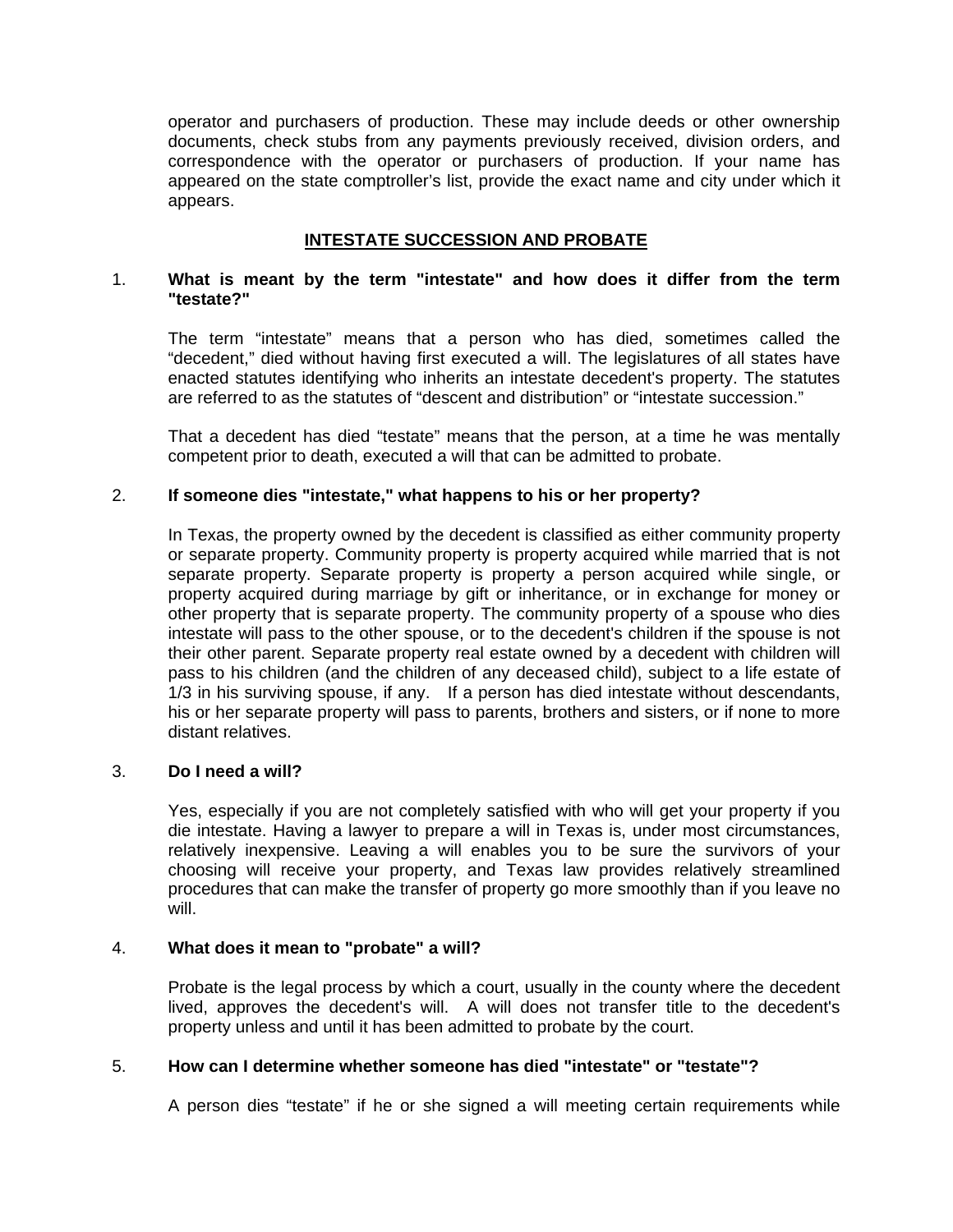operator and purchasers of production. These may include deeds or other ownership documents, check stubs from any payments previously received, division orders, and correspondence with the operator or purchasers of production. If your name has appeared on the state comptroller's list, provide the exact name and city under which it appears.

## INTESTATE SUCCESSION AND PROBATE

1. **What is meant by the term "intestate" and how does it differ from the term "testate?"**

   The term "intestate" means that a person who has died, sometimes called the "decedent," died without having first executed a will. The legislatures of all states have enacted statutes identifying who inherits an intestate decedent's property. The statutes are referred to as the statutes of "descent and distribution" or "intestate succession."

   That a decedent has died "testate" means that the person, at a time he was mentally competent prior to death, executed a will that can be admitted to probate.

2. **If someone dies "intestate," what happens to his or her property?**

   In Texas, the property owned by the decedent is classified as either community property or separate property. Community property is property acquired while married that is not separate property. Separate property is property a person acquired while single, or property acquired during marriage by gift or inheritance, or in exchange for money or other property that is separate property. The community property of a spouse who dies intestate will pass to the other spouse, or to the decedent's children if the spouse is not their other parent. Separate property real estate owned by a decedent with children will pass to his children (and the children of any deceased child), subject to a life estate of 1/3 in his surviving spouse, if any. If a person has died intestate without descendants, his or her separate property will pass to parents, brothers and sisters, or if none to more distant relatives.

3. **Do I need a will?**

   Yes, especially if you are not completely satisfied with who will get your property if you die intestate. Having a lawyer to prepare a will in Texas is, under most circumstances, relatively inexpensive. Leaving a will enables you to be sure the survivors of your choosing will receive your property, and Texas law provides relatively streamlined procedures that can make the transfer of property go more smoothly than if you leave no will.

4. **What does it mean to "probate" a will?**

   Probate is the legal process by which a court, usually in the county where the decedent lived, approves the decedent's will. A will does not transfer title to the decedent's property unless and until it has been admitted to probate by the court.

5. **How can I determine whether someone has died "intestate" or "testate"?**

   A person dies "testate" if he or she signed a will meeting certain requirements while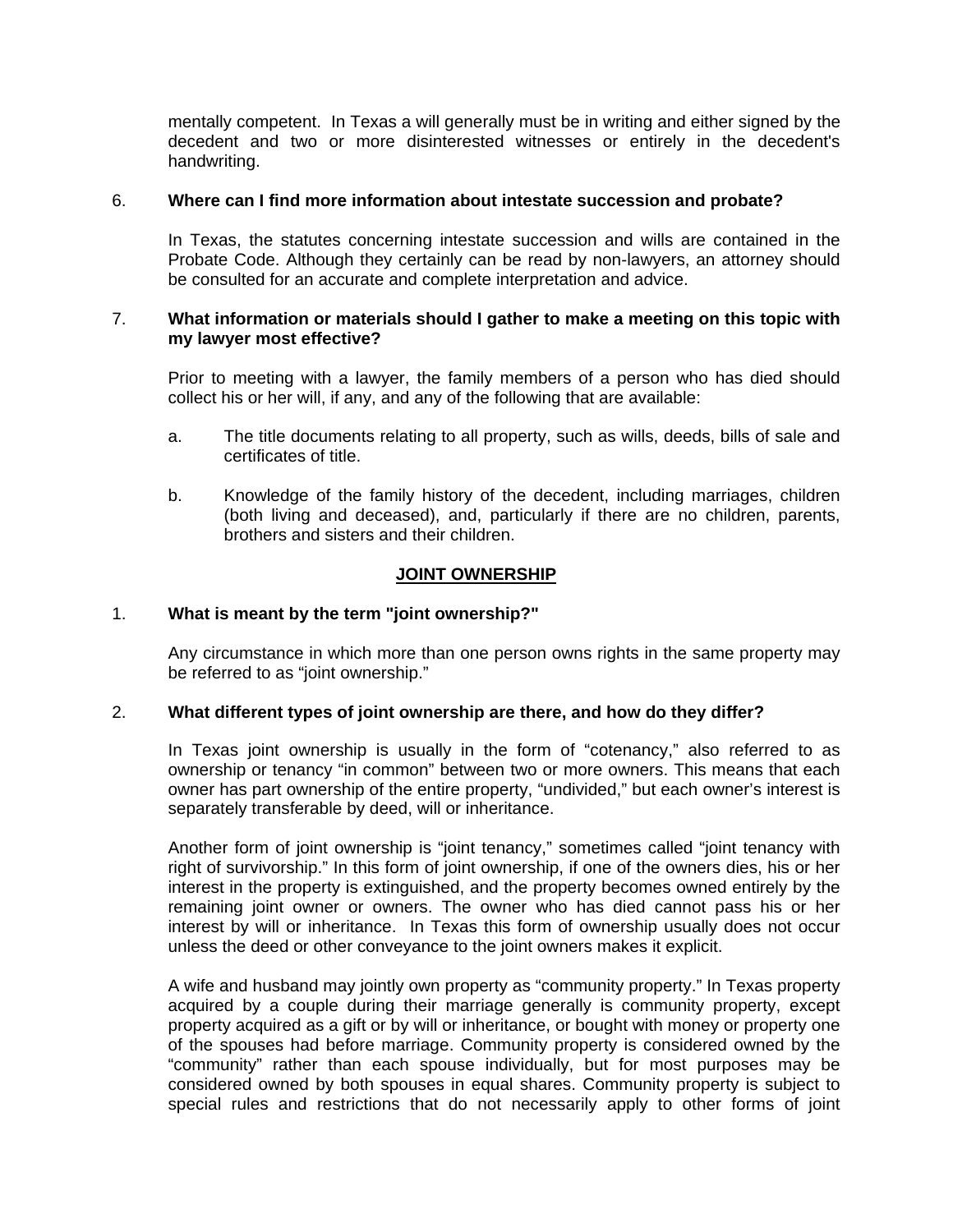mentally competent. In Texas a will generally must be in writing and either signed by the decedent and two or more disinterested witnesses or entirely in the decedent's handwriting.

6. **Where can I find more information about intestate succession and probate?**

   In Texas, the statutes concerning intestate succession and wills are contained in the Probate Code. Although they certainly can be read by non-lawyers, an attorney should be consulted for an accurate and complete interpretation and advice.

7. **What information or materials should I gather to make a meeting on this topic with my lawyer most effective?**

   Prior to meeting with a lawyer, the family members of a person who has died should collect his or her will, if any, and any of the following that are available:

   a. The title documents relating to all property, such as wills, deeds, bills of sale and certificates of title.

   b. Knowledge of the family history of the decedent, including marriages, children (both living and deceased), and, particularly if there are no children, parents, brothers and sisters and their children.

## JOINT OWNERSHIP

1. **What is meant by the term "joint ownership?"**

   Any circumstance in which more than one person owns rights in the same property may be referred to as "joint ownership."

2. **What different types of joint ownership are there, and how do they differ?**

   In Texas joint ownership is usually in the form of "cotenancy," also referred to as ownership or tenancy "in common" between two or more owners. This means that each owner has part ownership of the entire property, "undivided," but each owner's interest is separately transferable by deed, will or inheritance.

   Another form of joint ownership is "joint tenancy," sometimes called "joint tenancy with right of survivorship." In this form of joint ownership, if one of the owners dies, his or her interest in the property is extinguished, and the property becomes owned entirely by the remaining joint owner or owners. The owner who has died cannot pass his or her interest by will or inheritance. In Texas this form of ownership usually does not occur unless the deed or other conveyance to the joint owners makes it explicit.

   A wife and husband may jointly own property as "community property." In Texas property acquired by a couple during their marriage generally is community property, except property acquired as a gift or by will or inheritance, or bought with money or property one of the spouses had before marriage. Community property is considered owned by the "community" rather than each spouse individually, but for most purposes may be considered owned by both spouses in equal shares. Community property is subject to special rules and restrictions that do not necessarily apply to other forms of joint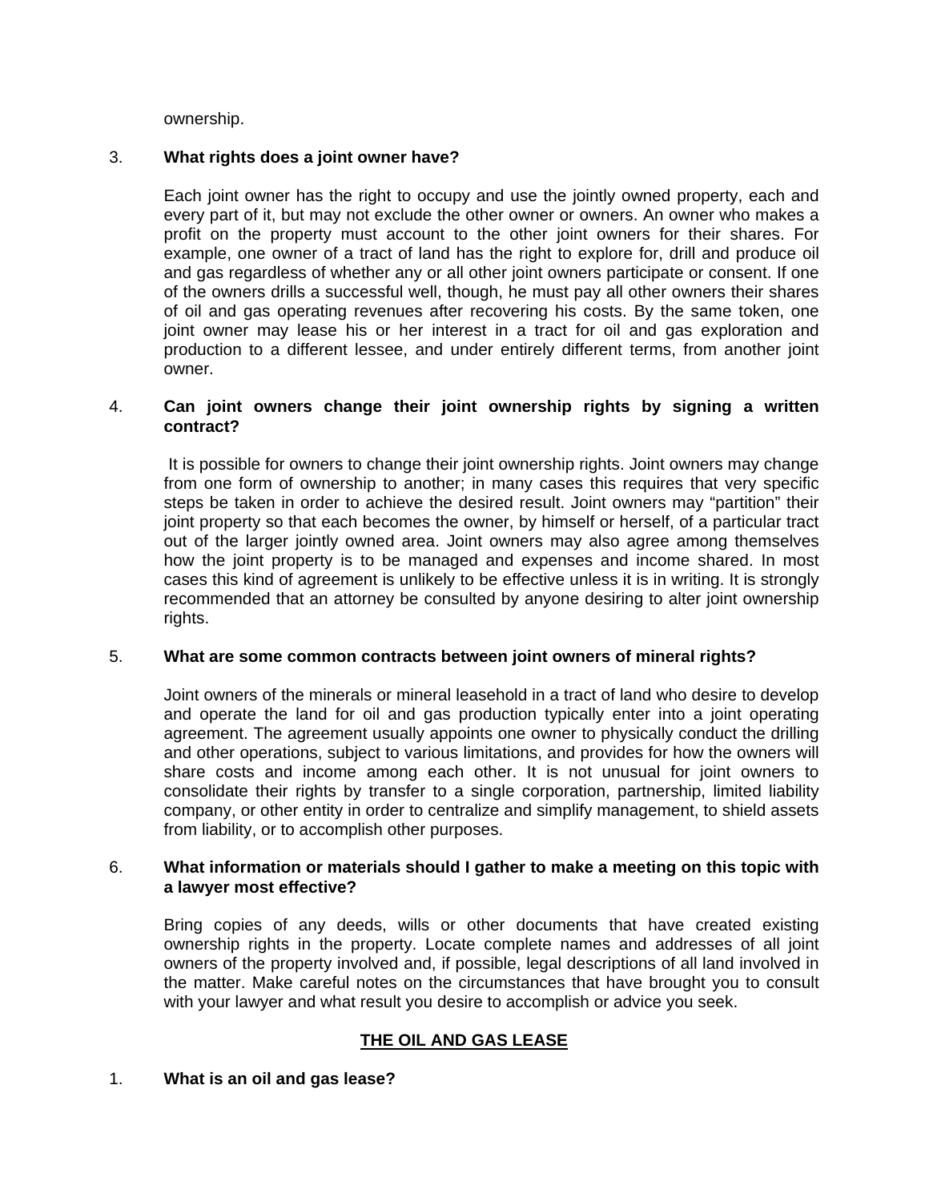ownership.

3. **What rights does a joint owner have?**

   Each joint owner has the right to occupy and use the jointly owned property, each and every part of it, but may not exclude the other owner or owners. An owner who makes a profit on the property must account to the other joint owners for their shares. For example, one owner of a tract of land has the right to explore for, drill and produce oil and gas regardless of whether any or all other joint owners participate or consent. If one of the owners drills a successful well, though, he must pay all other owners their shares of oil and gas operating revenues after recovering his costs. By the same token, one joint owner may lease his or her interest in a tract for oil and gas exploration and production to a different lessee, and under entirely different terms, from another joint owner.

4. **Can joint owners change their joint ownership rights by signing a written contract?**

   It is possible for owners to change their joint ownership rights. Joint owners may change from one form of ownership to another; in many cases this requires that very specific steps be taken in order to achieve the desired result. Joint owners may "partition" their joint property so that each becomes the owner, by himself or herself, of a particular tract out of the larger jointly owned area. Joint owners may also agree among themselves how the joint property is to be managed and expenses and income shared. In most cases this kind of agreement is unlikely to be effective unless it is in writing. It is strongly recommended that an attorney be consulted by anyone desiring to alter joint ownership rights.

5. **What are some common contracts between joint owners of mineral rights?**

   Joint owners of the minerals or mineral leasehold in a tract of land who desire to develop and operate the land for oil and gas production typically enter into a joint operating agreement. The agreement usually appoints one owner to physically conduct the drilling and other operations, subject to various limitations, and provides for how the owners will share costs and income among each other. It is not unusual for joint owners to consolidate their rights by transfer to a single corporation, partnership, limited liability company, or other entity in order to centralize and simplify management, to shield assets from liability, or to accomplish other purposes.

6. **What information or materials should I gather to make a meeting on this topic with a lawyer most effective?**

   Bring copies of any deeds, wills or other documents that have created existing ownership rights in the property. Locate complete names and addresses of all joint owners of the property involved and, if possible, legal descriptions of all land involved in the matter. Make careful notes on the circumstances that have brought you to consult with your lawyer and what result you desire to accomplish or advice you seek.

## THE OIL AND GAS LEASE

1. **What is an oil and gas lease?**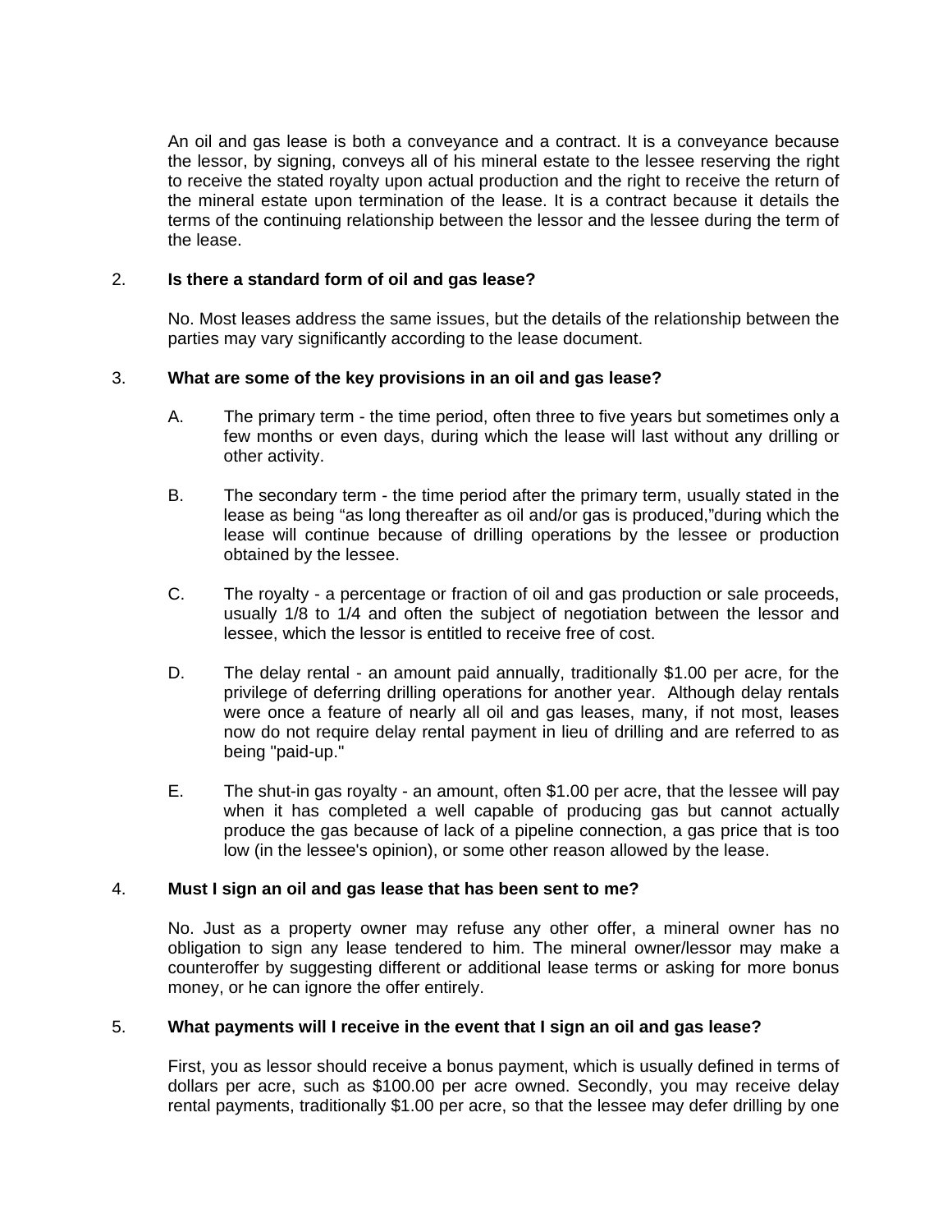An oil and gas lease is both a conveyance and a contract. It is a conveyance because the lessor, by signing, conveys all of his mineral estate to the lessee reserving the right to receive the stated royalty upon actual production and the right to receive the return of the mineral estate upon termination of the lease. It is a contract because it details the terms of the continuing relationship between the lessor and the lessee during the term of the lease.

2. **Is there a standard form of oil and gas lease?**

   No. Most leases address the same issues, but the details of the relationship between the parties may vary significantly according to the lease document.

3. **What are some of the key provisions in an oil and gas lease?**

   A. The primary term - the time period, often three to five years but sometimes only a few months or even days, during which the lease will last without any drilling or other activity.

   B. The secondary term - the time period after the primary term, usually stated in the lease as being "as long thereafter as oil and/or gas is produced,"during which the lease will continue because of drilling operations by the lessee or production obtained by the lessee.

   C. The royalty - a percentage or fraction of oil and gas production or sale proceeds, usually 1/8 to 1/4 and often the subject of negotiation between the lessor and lessee, which the lessor is entitled to receive free of cost.

   D. The delay rental - an amount paid annually, traditionally $1.00 per acre, for the privilege of deferring drilling operations for another year. Although delay rentals were once a feature of nearly all oil and gas leases, many, if not most, leases now do not require delay rental payment in lieu of drilling and are referred to as being "paid-up."

   E. The shut-in gas royalty - an amount, often $1.00 per acre, that the lessee will pay when it has completed a well capable of producing gas but cannot actually produce the gas because of lack of a pipeline connection, a gas price that is too low (in the lessee's opinion), or some other reason allowed by the lease.

4. **Must I sign an oil and gas lease that has been sent to me?**

   No. Just as a property owner may refuse any other offer, a mineral owner has no obligation to sign any lease tendered to him. The mineral owner/lessor may make a counteroffer by suggesting different or additional lease terms or asking for more bonus money, or he can ignore the offer entirely.

5. **What payments will I receive in the event that I sign an oil and gas lease?**

   First, you as lessor should receive a bonus payment, which is usually defined in terms of dollars per acre, such as $100.00 per acre owned. Secondly, you may receive delay rental payments, traditionally $1.00 per acre, so that the lessee may defer drilling by one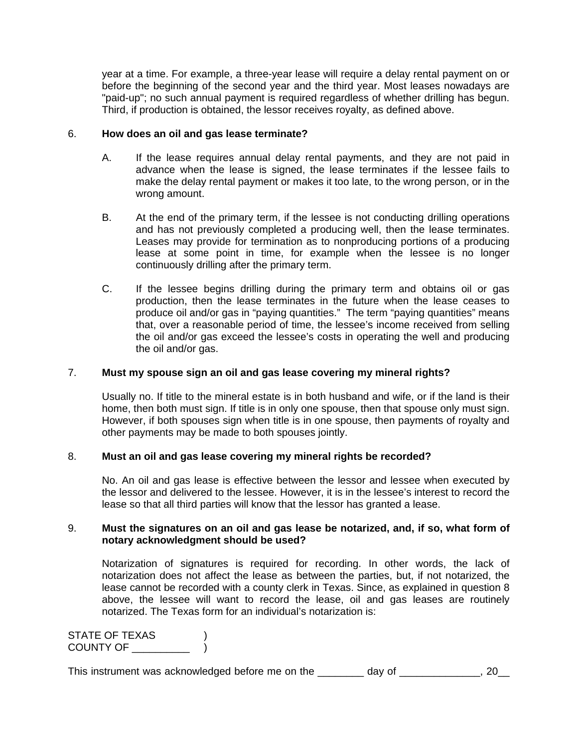year at a time. For example, a three-year lease will require a delay rental payment on or before the beginning of the second year and the third year. Most leases nowadays are "paid-up"; no such annual payment is required regardless of whether drilling has begun. Third, if production is obtained, the lessor receives royalty, as defined above.

6. **How does an oil and gas lease terminate?**

   A. If the lease requires annual delay rental payments, and they are not paid in advance when the lease is signed, the lease terminates if the lessee fails to make the delay rental payment or makes it too late, to the wrong person, or in the wrong amount.

   B. At the end of the primary term, if the lessee is not conducting drilling operations and has not previously completed a producing well, then the lease terminates. Leases may provide for termination as to nonproducing portions of a producing lease at some point in time, for example when the lessee is no longer continuously drilling after the primary term.

   C. If the lessee begins drilling during the primary term and obtains oil or gas production, then the lease terminates in the future when the lease ceases to produce oil and/or gas in "paying quantities." The term "paying quantities" means that, over a reasonable period of time, the lessee's income received from selling the oil and/or gas exceed the lessee's costs in operating the well and producing the oil and/or gas.

7. **Must my spouse sign an oil and gas lease covering my mineral rights?**

   Usually no. If title to the mineral estate is in both husband and wife, or if the land is their home, then both must sign. If title is in only one spouse, then that spouse only must sign. However, if both spouses sign when title is in one spouse, then payments of royalty and other payments may be made to both spouses jointly.

8. **Must an oil and gas lease covering my mineral rights be recorded?**

   No. An oil and gas lease is effective between the lessor and lessee when executed by the lessor and delivered to the lessee. However, it is in the lessee's interest to record the lease so that all third parties will know that the lessor has granted a lease.

9. **Must the signatures on an oil and gas lease be notarized, and, if so, what form of notary acknowledgment should be used?**

   Notarization of signatures is required for recording. In other words, the lack of notarization does not affect the lease as between the parties, but, if not notarized, the lease cannot be recorded with a county clerk in Texas. Since, as explained in question 8 above, the lessee will want to record the lease, oil and gas leases are routinely notarized. The Texas form for an individual's notarization is:

STATE OF TEXAS )
COUNTY OF __________ )

This instrument was acknowledged before me on the ________ day of ______________, 20__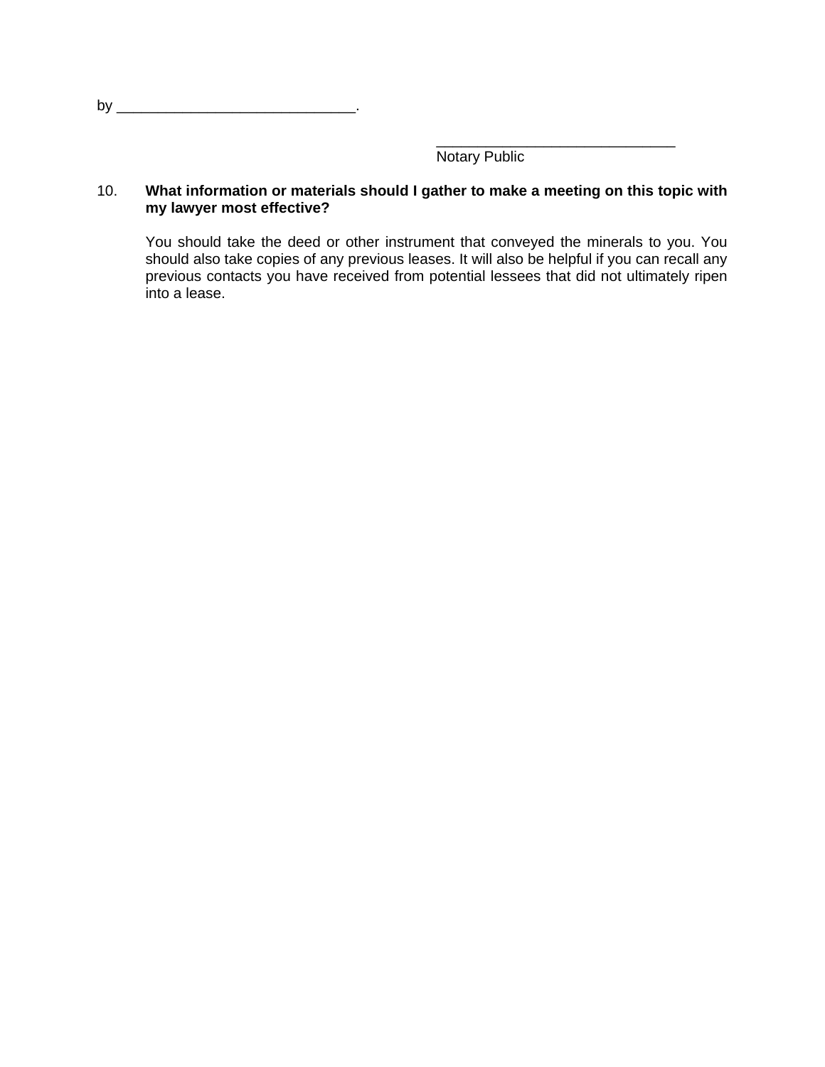by _____________________________.

_____________________________
Notary Public

10. **What information or materials should I gather to make a meeting on this topic with my lawyer most effective?**

You should take the deed or other instrument that conveyed the minerals to you. You should also take copies of any previous leases. It will also be helpful if you can recall any previous contacts you have received from potential lessees that did not ultimately ripen into a lease.